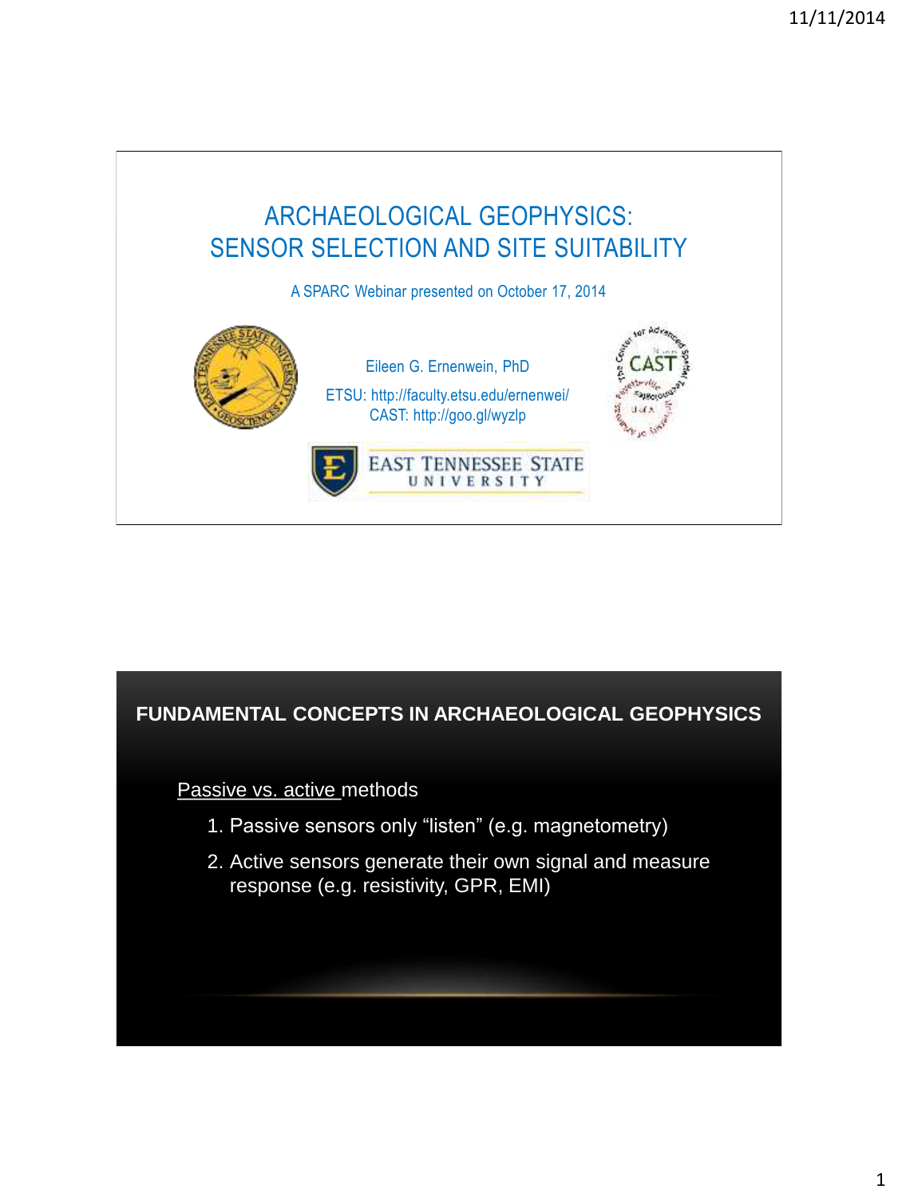# ARCHAEOLOGICAL GEOPHYSICS: SENSOR SELECTION AND SITE SUITABILITY

A SPARC Webinar presented on October 17, 2014

Eileen G. Ernenwein, PhD

ETSU: http://faculty.etsu.edu/ernenwei/
CAST: http://goo.gl/wyzlp

EAST TENNESSEE STATE UNIVERSITY

## FUNDAMENTAL CONCEPTS IN ARCHAEOLOGICAL GEOPHYSICS

Passive vs. active methods

1. Passive sensors only "listen" (e.g. magnetometry)
2. Active sensors generate their own signal and measure response (e.g. resistivity, GPR, EMI)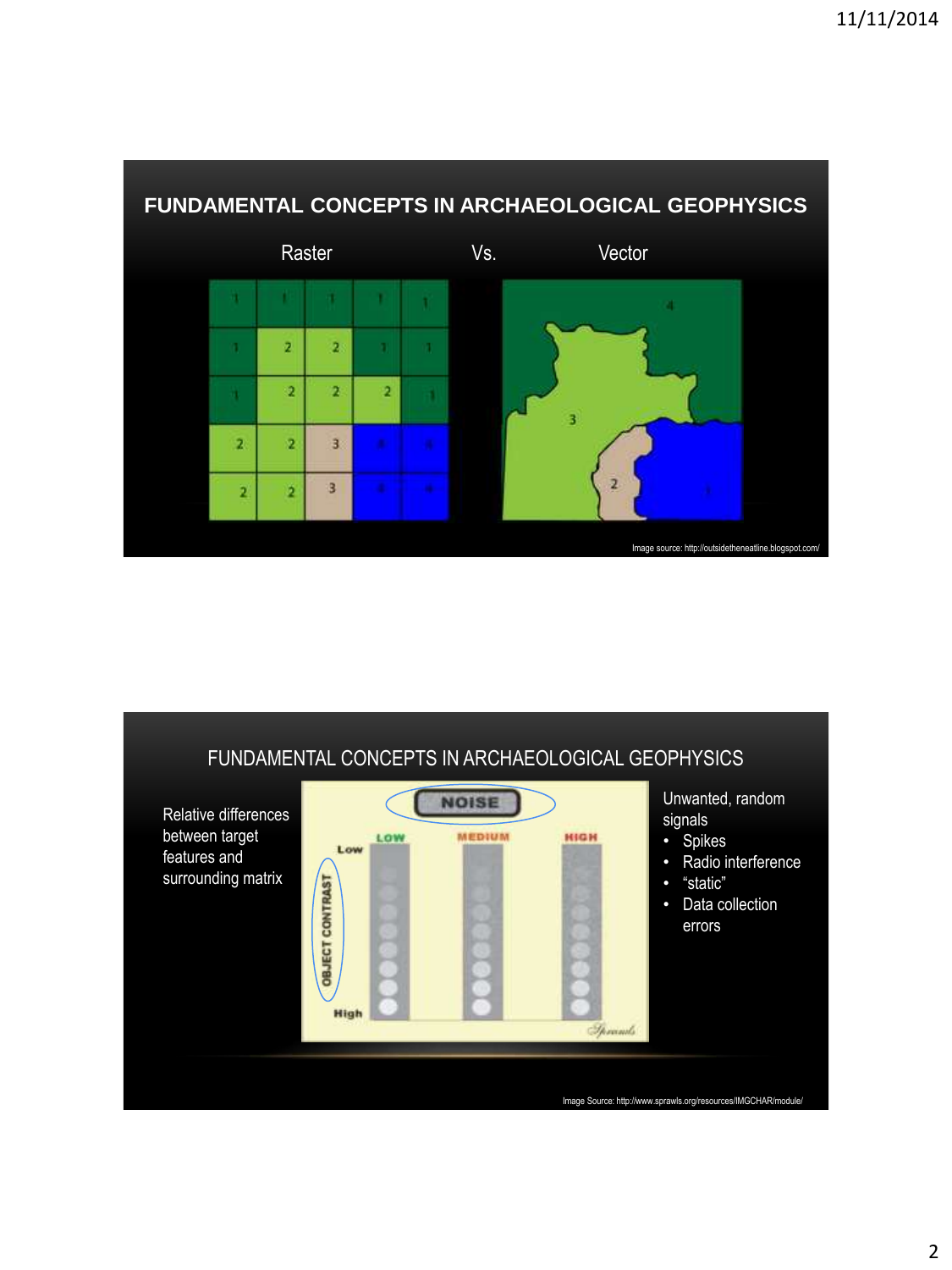## FUNDAMENTAL CONCEPTS IN ARCHAEOLOGICAL GEOPHYSICS

Raster Vs. Vector

Image source: http://outsidetheneatline.blogspot.com/

## FUNDAMENTAL CONCEPTS IN ARCHAEOLOGICAL GEOPHYSICS

Relative differences between target features and surrounding matrix

Unwanted, random signals

- Spikes
- Radio interference
- "static"
- Data collection errors

Image Source: http://www.sprawls.org/resources/IMGCHAR/module/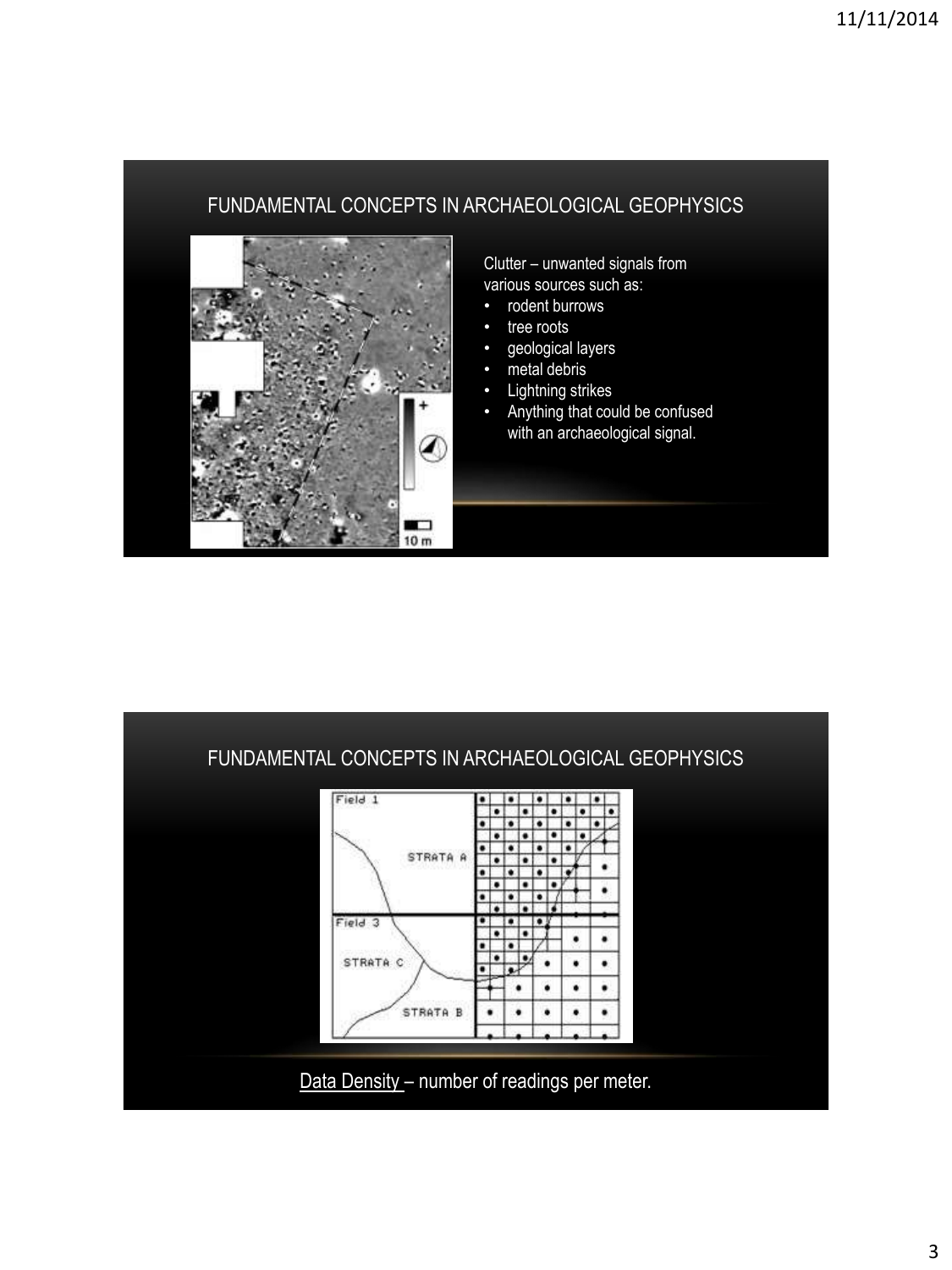## FUNDAMENTAL CONCEPTS IN ARCHAEOLOGICAL GEOPHYSICS

Clutter – unwanted signals from various sources such as:

- rodent burrows
- tree roots
- geological layers
- metal debris
- Lightning strikes
- Anything that could be confused with an archaeological signal.

## FUNDAMENTAL CONCEPTS IN ARCHAEOLOGICAL GEOPHYSICS

Data Density – number of readings per meter.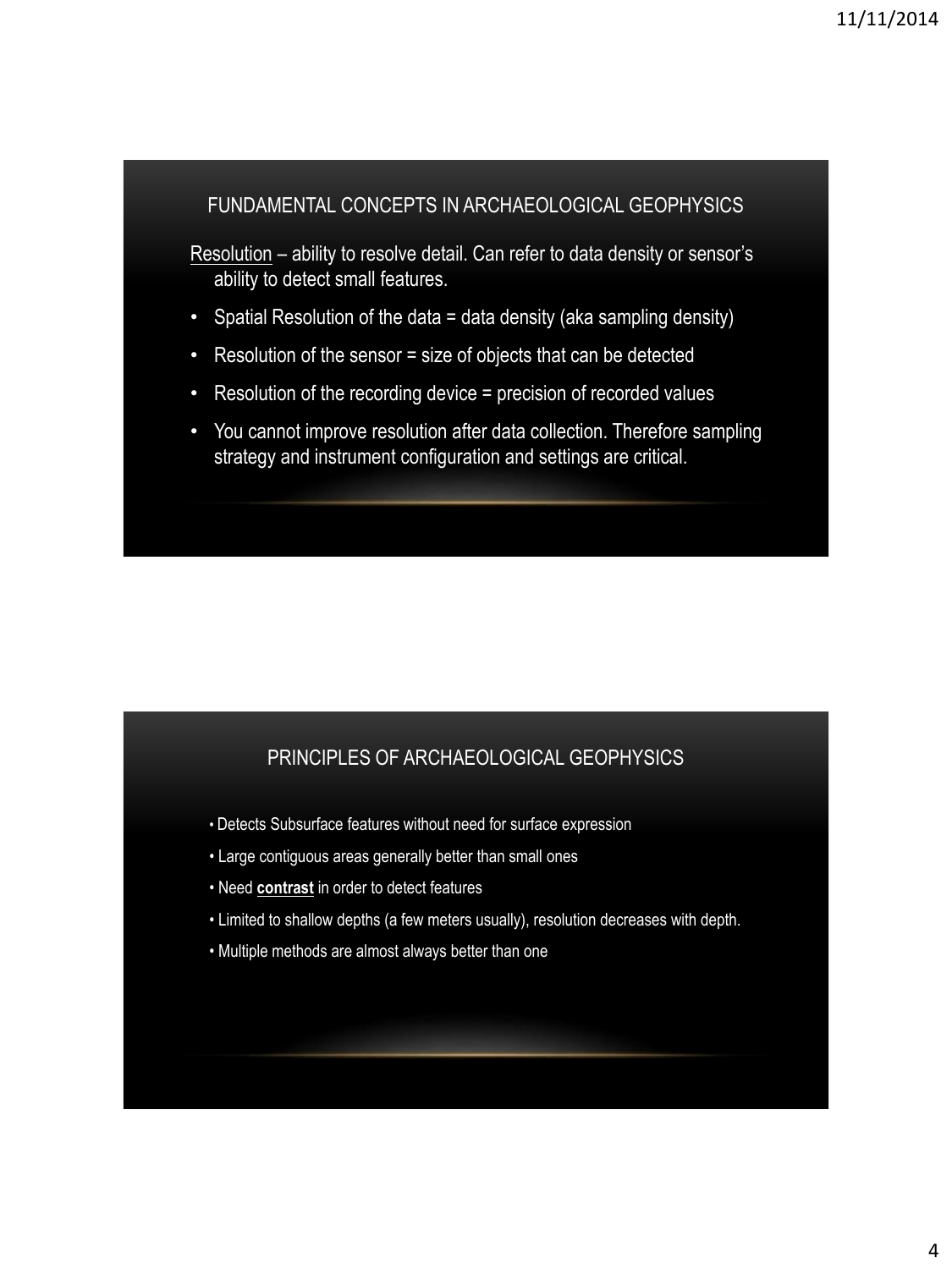## FUNDAMENTAL CONCEPTS IN ARCHAEOLOGICAL GEOPHYSICS

Resolution – ability to resolve detail. Can refer to data density or sensor's ability to detect small features.

- Spatial Resolution of the data = data density (aka sampling density)
- Resolution of the sensor = size of objects that can be detected
- Resolution of the recording device = precision of recorded values
- You cannot improve resolution after data collection. Therefore sampling strategy and instrument configuration and settings are critical.

## PRINCIPLES OF ARCHAEOLOGICAL GEOPHYSICS

- Detects Subsurface features without need for surface expression
- Large contiguous areas generally better than small ones
- Need **contrast** in order to detect features
- Limited to shallow depths (a few meters usually), resolution decreases with depth.
- Multiple methods are almost always better than one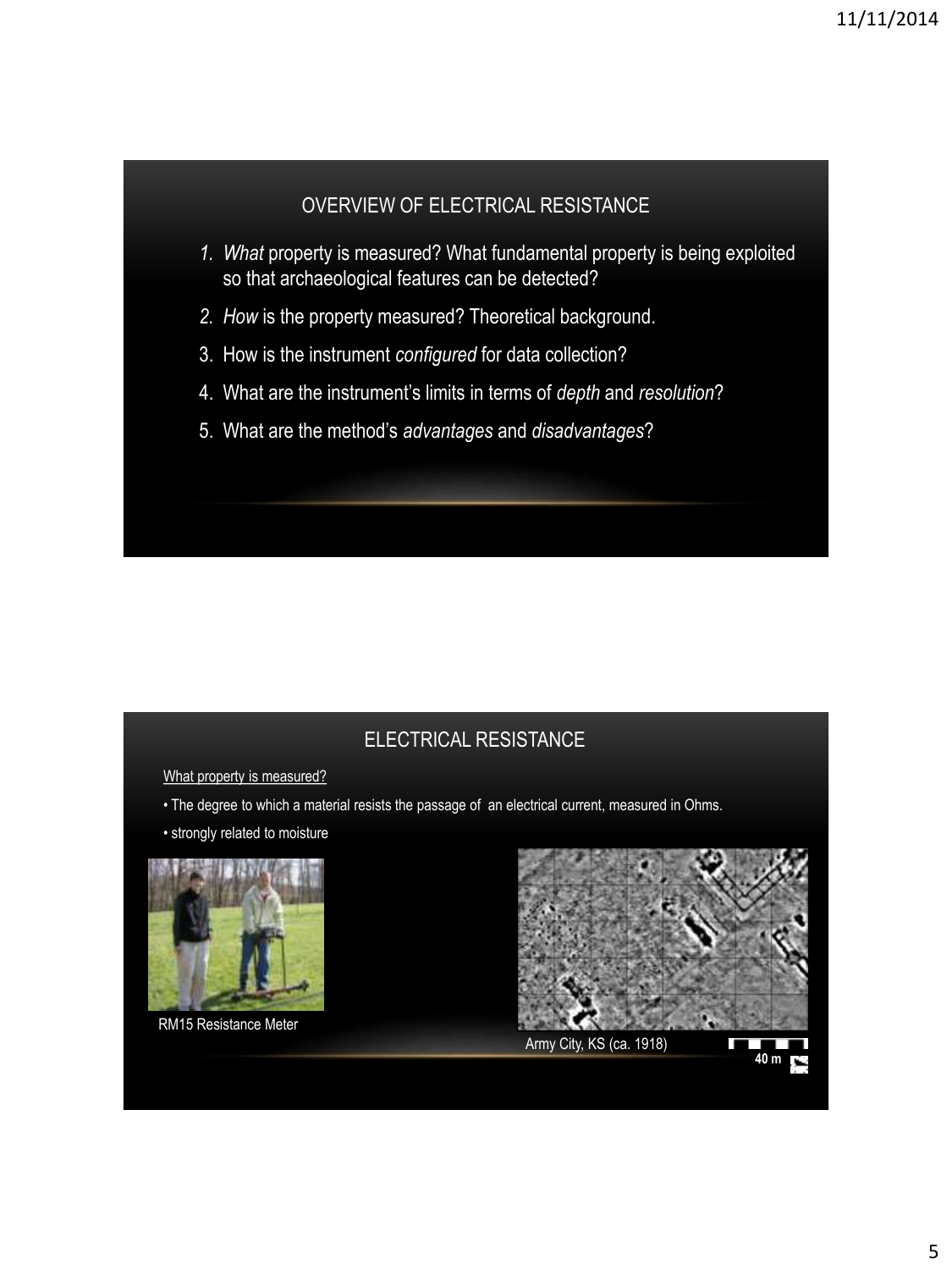## OVERVIEW OF ELECTRICAL RESISTANCE

1. *What* property is measured? What fundamental property is being exploited so that archaeological features can be detected?
2. *How* is the property measured? Theoretical background.
3. How is the instrument *configured* for data collection?
4. What are the instrument's limits in terms of *depth* and *resolution*?
5. What are the method's *advantages* and *disadvantages*?

## ELECTRICAL RESISTANCE

What property is measured?

- The degree to which a material resists the passage of an electrical current, measured in Ohms.
- strongly related to moisture

RM15 Resistance Meter

Army City, KS (ca. 1918)

40 m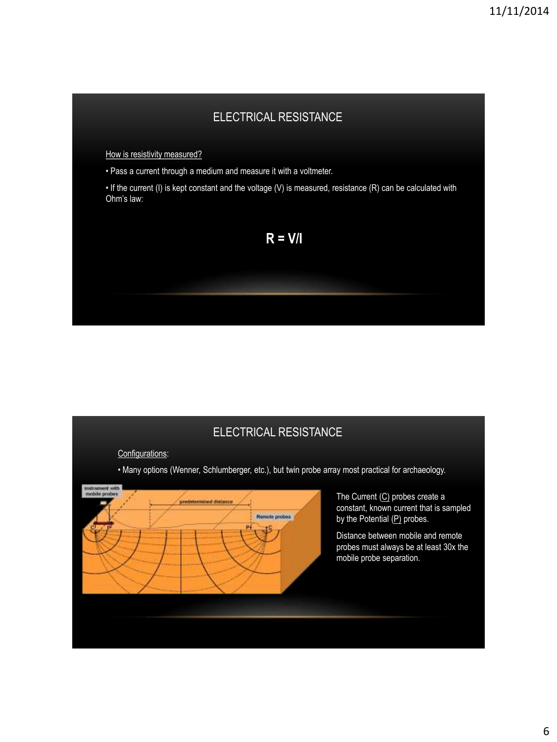## ELECTRICAL RESISTANCE

How is resistivity measured?

- Pass a current through a medium and measure it with a voltmeter.
- If the current (I) is kept constant and the voltage (V) is measured, resistance (R) can be calculated with Ohm's law:

$$R = V/I$$

## ELECTRICAL RESISTANCE

Configurations:

- Many options (Wenner, Schlumberger, etc.), but twin probe array most practical for archaeology.

The Current (C) probes create a constant, known current that is sampled by the Potential (P) probes.

Distance between mobile and remote probes must always be at least 30x the mobile probe separation.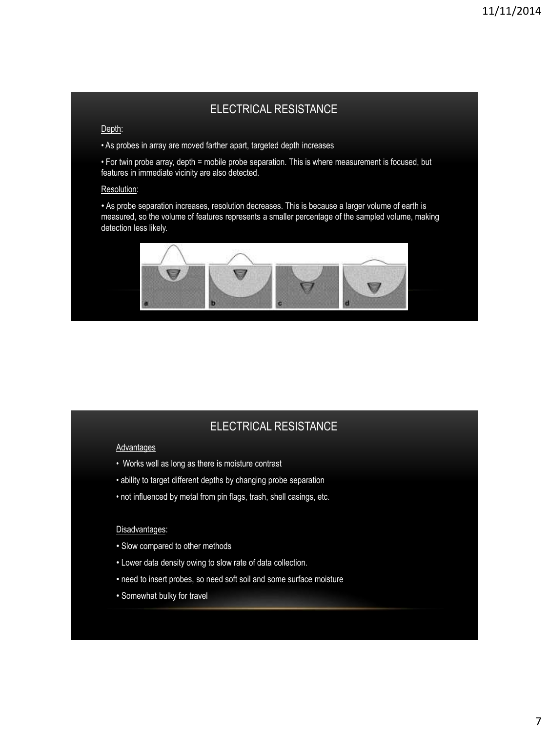## ELECTRICAL RESISTANCE

Depth:

- As probes in array are moved farther apart, targeted depth increases
- For twin probe array, depth = mobile probe separation. This is where measurement is focused, but features in immediate vicinity are also detected.

Resolution:

- As probe separation increases, resolution decreases. This is because a larger volume of earth is measured, so the volume of features represents a smaller percentage of the sampled volume, making detection less likely.

## ELECTRICAL RESISTANCE

Advantages

- Works well as long as there is moisture contrast
- ability to target different depths by changing probe separation
- not influenced by metal from pin flags, trash, shell casings, etc.

Disadvantages:

- Slow compared to other methods
- Lower data density owing to slow rate of data collection.
- need to insert probes, so need soft soil and some surface moisture
- Somewhat bulky for travel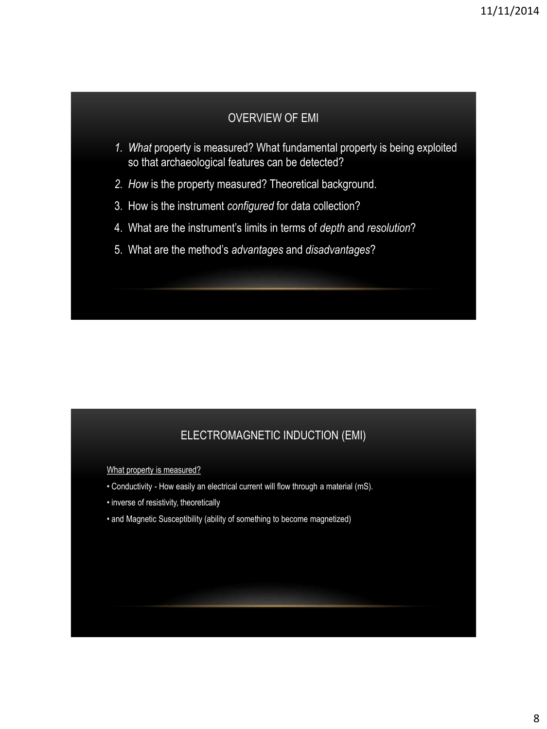## OVERVIEW OF EMI

1. *What* property is measured? What fundamental property is being exploited so that archaeological features can be detected?
2. *How* is the property measured? Theoretical background.
3. How is the instrument *configured* for data collection?
4. What are the instrument's limits in terms of *depth* and *resolution*?
5. What are the method's *advantages* and *disadvantages*?

## ELECTROMAGNETIC INDUCTION (EMI)

What property is measured?

- Conductivity - How easily an electrical current will flow through a material (mS).
- inverse of resistivity, theoretically
- and Magnetic Susceptibility (ability of something to become magnetized)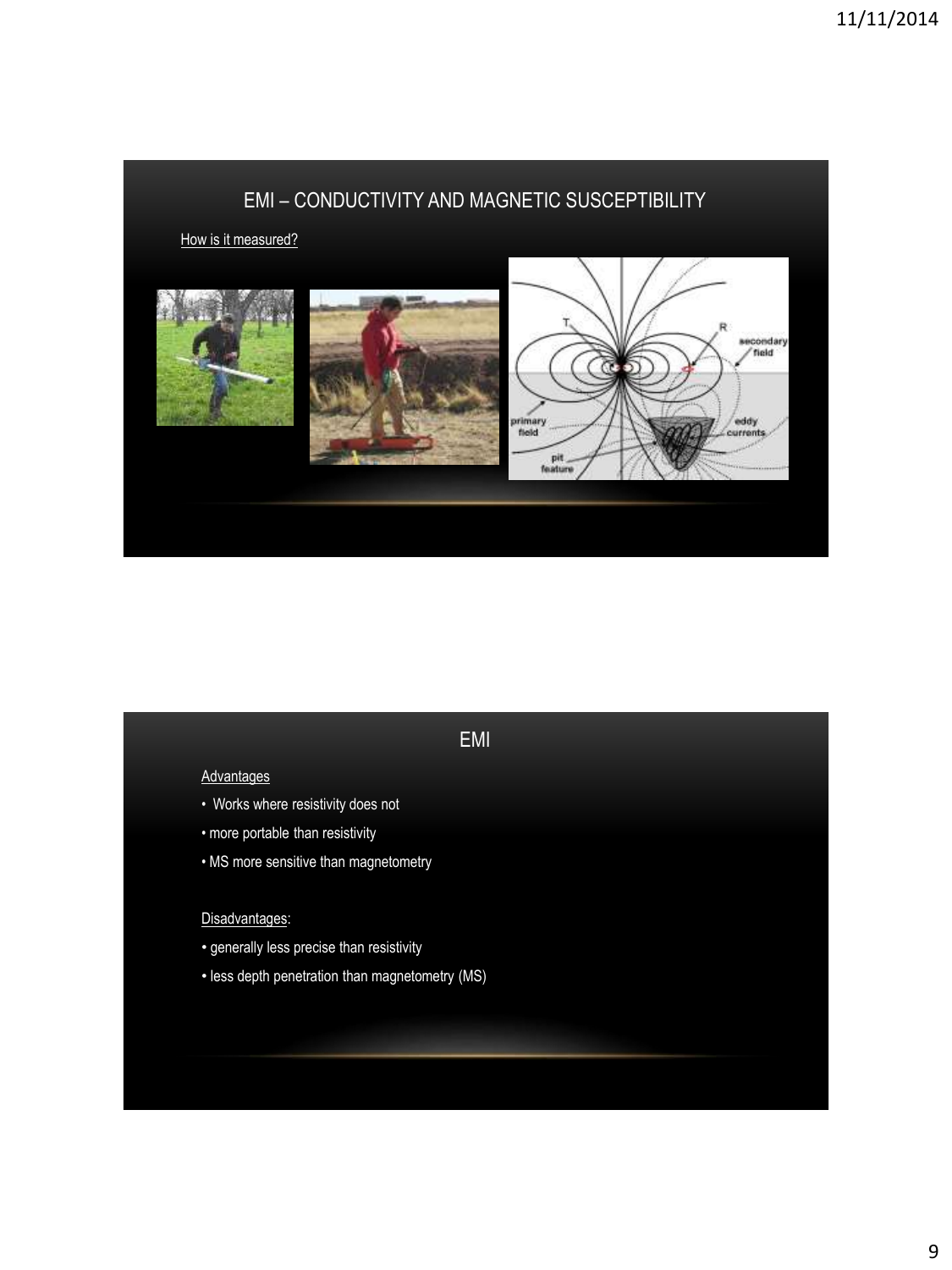## EMI – CONDUCTIVITY AND MAGNETIC SUSCEPTIBILITY

How is it measured?

## EMI

Advantages

- Works where resistivity does not
- more portable than resistivity
- MS more sensitive than magnetometry

Disadvantages:

- generally less precise than resistivity
- less depth penetration than magnetometry (MS)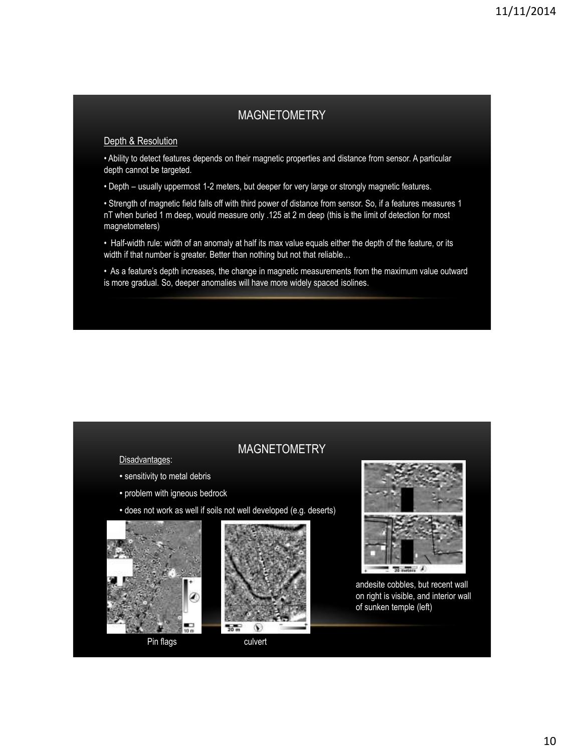## MAGNETOMETRY

Depth & Resolution

- Ability to detect features depends on their magnetic properties and distance from sensor. A particular depth cannot be targeted.
- Depth – usually uppermost 1-2 meters, but deeper for very large or strongly magnetic features.
- Strength of magnetic field falls off with third power of distance from sensor. So, if a features measures 1 nT when buried 1 m deep, would measure only .125 at 2 m deep (this is the limit of detection for most magnetometers)
- Half-width rule: width of an anomaly at half its max value equals either the depth of the feature, or its width if that number is greater. Better than nothing but not that reliable…
- As a feature's depth increases, the change in magnetic measurements from the maximum value outward is more gradual. So, deeper anomalies will have more widely spaced isolines.

## MAGNETOMETRY

Disadvantages:

- sensitivity to metal debris
- problem with igneous bedrock
- does not work as well if soils not well developed (e.g. deserts)

Pin flags

culvert

andesite cobbles, but recent wall on right is visible, and interior wall of sunken temple (left)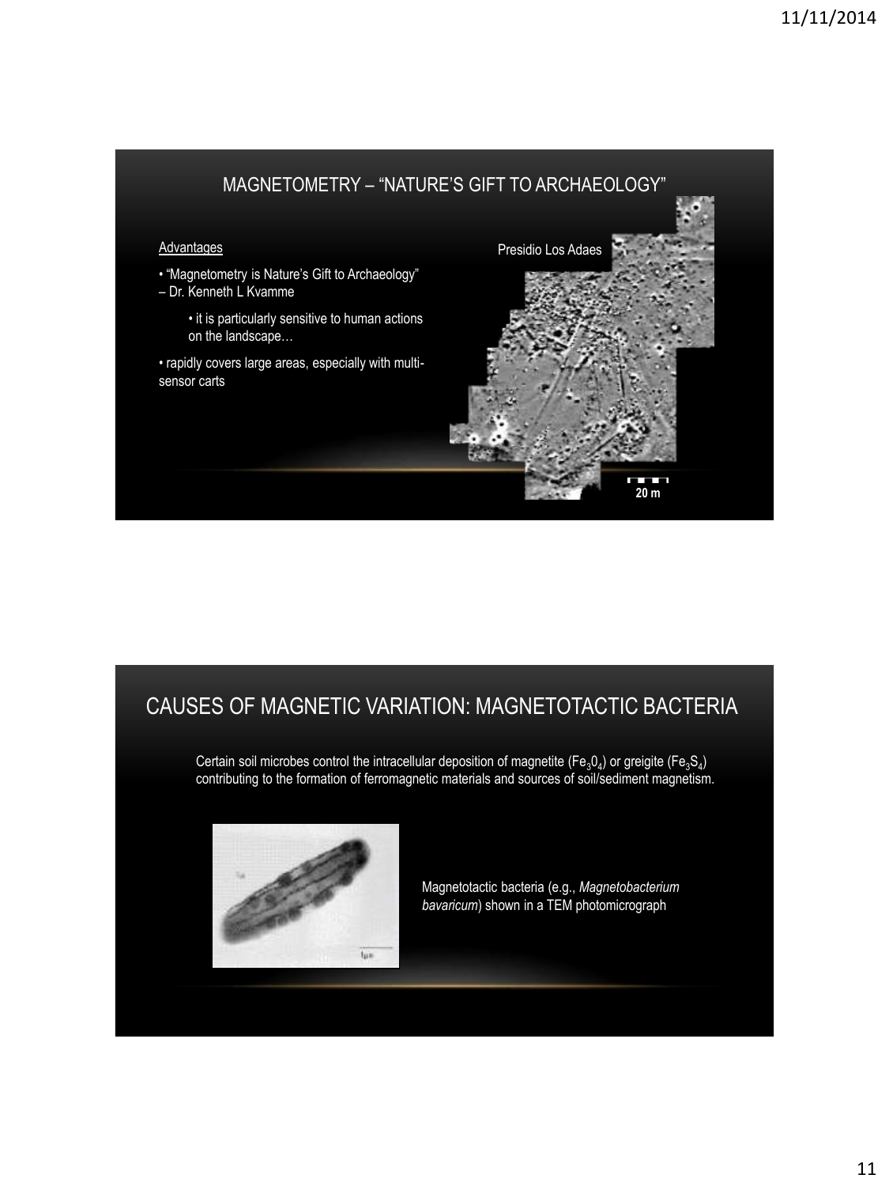## MAGNETOMETRY – "NATURE'S GIFT TO ARCHAEOLOGY"

Advantages

- "Magnetometry is Nature's Gift to Archaeology" – Dr. Kenneth L Kvamme
  - it is particularly sensitive to human actions on the landscape…
- rapidly covers large areas, especially with multi-sensor carts

Presidio Los Adaes

20 m

## CAUSES OF MAGNETIC VARIATION: MAGNETOTACTIC BACTERIA

Certain soil microbes control the intracellular deposition of magnetite ($Fe_3O_4$) or greigite ($Fe_3S_4$) contributing to the formation of ferromagnetic materials and sources of soil/sediment magnetism.

Magnetotactic bacteria (e.g., *Magnetobacterium bavaricum*) shown in a TEM photomicrograph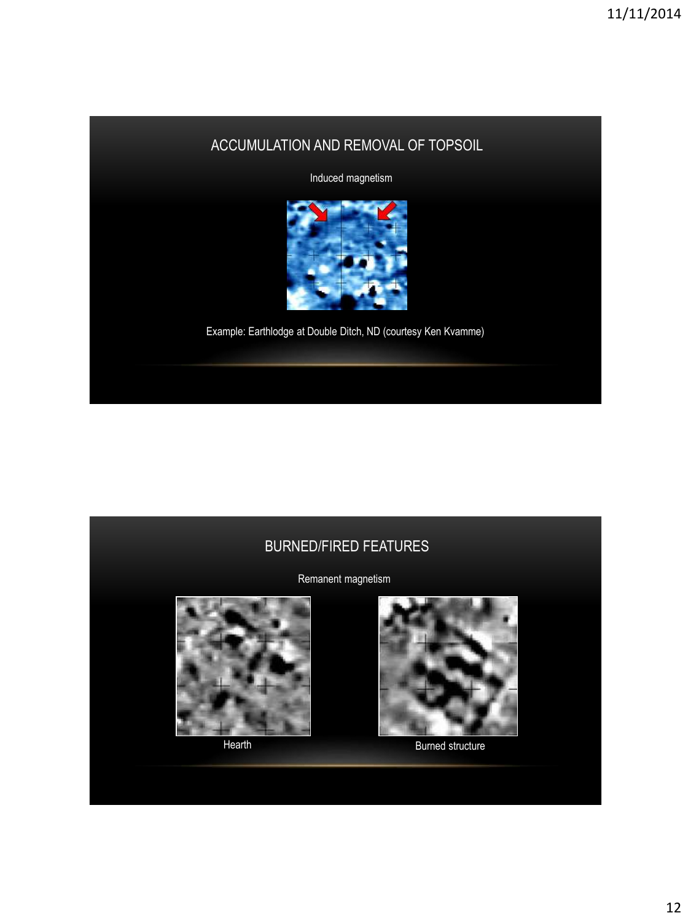## ACCUMULATION AND REMOVAL OF TOPSOIL

Induced magnetism

Example: Earthlodge at Double Ditch, ND (courtesy Ken Kvamme)

## BURNED/FIRED FEATURES

Remanent magnetism

Hearth

Burned structure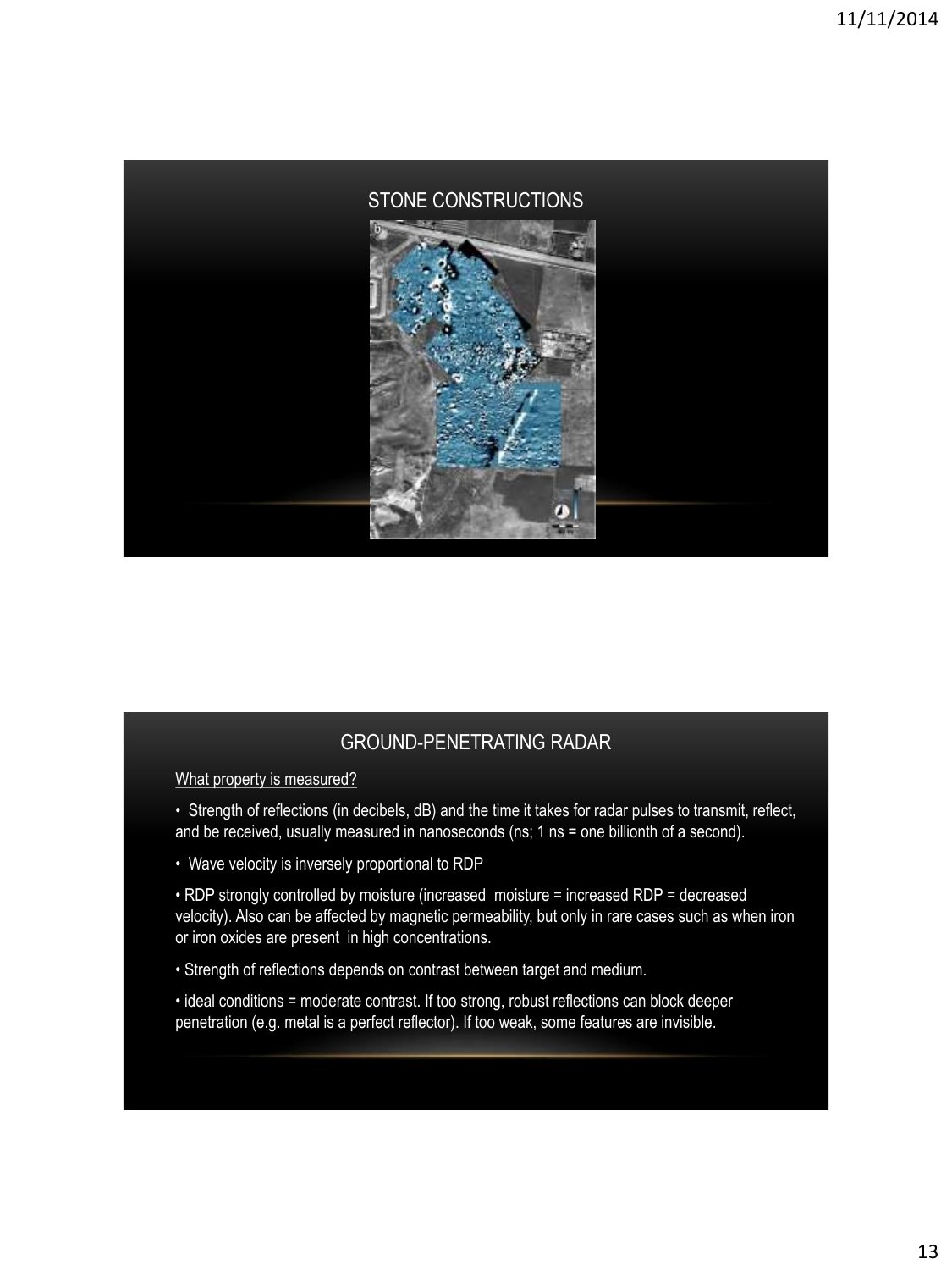## STONE CONSTRUCTIONS

## GROUND-PENETRATING RADAR

What property is measured?

- Strength of reflections (in decibels, dB) and the time it takes for radar pulses to transmit, reflect, and be received, usually measured in nanoseconds (ns; 1 ns = one billionth of a second).
- Wave velocity is inversely proportional to RDP
- RDP strongly controlled by moisture (increased moisture = increased RDP = decreased velocity). Also can be affected by magnetic permeability, but only in rare cases such as when iron or iron oxides are present in high concentrations.
- Strength of reflections depends on contrast between target and medium.
- ideal conditions = moderate contrast. If too strong, robust reflections can block deeper penetration (e.g. metal is a perfect reflector). If too weak, some features are invisible.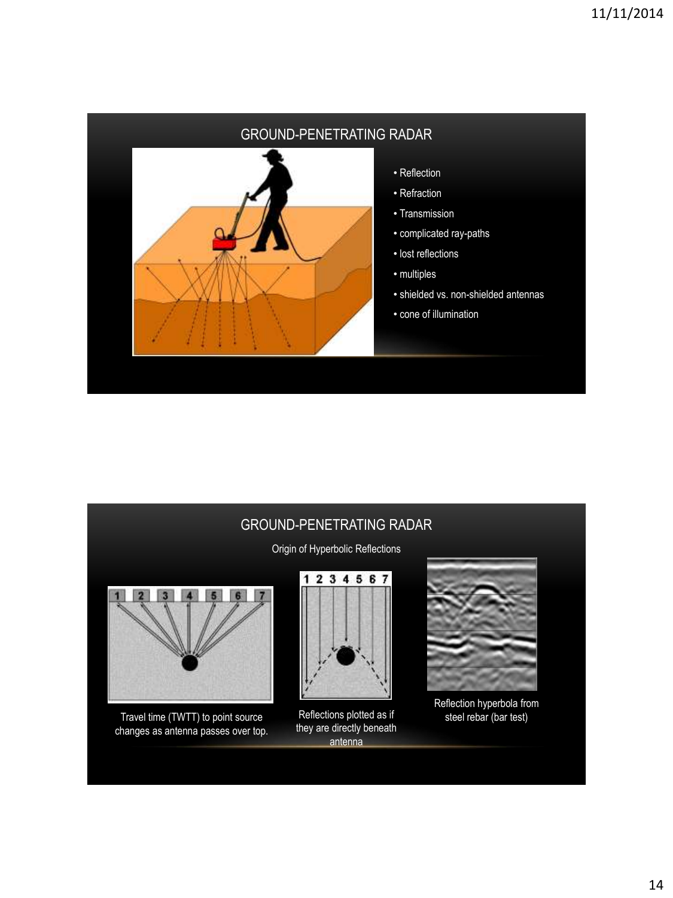## GROUND-PENETRATING RADAR

- Reflection
- Refraction
- Transmission
- complicated ray-paths
- lost reflections
- multiples
- shielded vs. non-shielded antennas
- cone of illumination

## GROUND-PENETRATING RADAR

Origin of Hyperbolic Reflections

Travel time (TWTT) to point source changes as antenna passes over top.

Reflections plotted as if they are directly beneath antenna

Reflection hyperbola from steel rebar (bar test)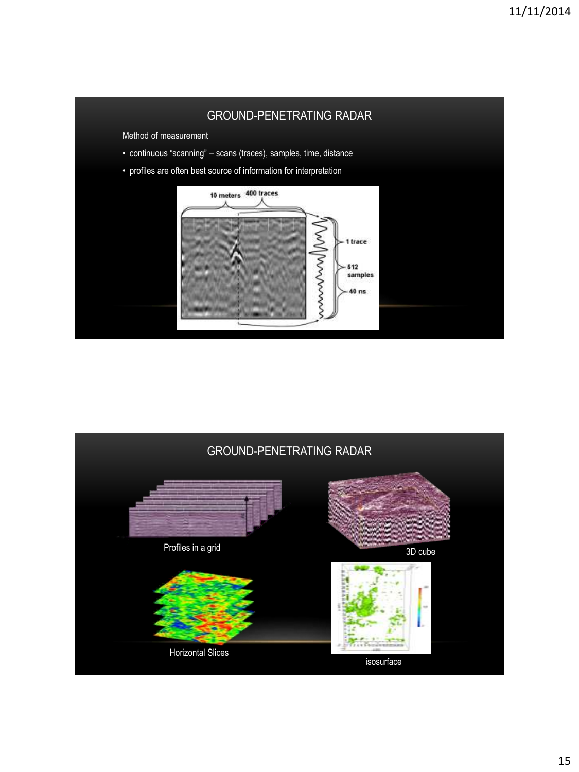## GROUND-PENETRATING RADAR

Method of measurement

- continuous "scanning" – scans (traces), samples, time, distance
- profiles are often best source of information for interpretation

## GROUND-PENETRATING RADAR

Profiles in a grid

3D cube

Horizontal Slices

isosurface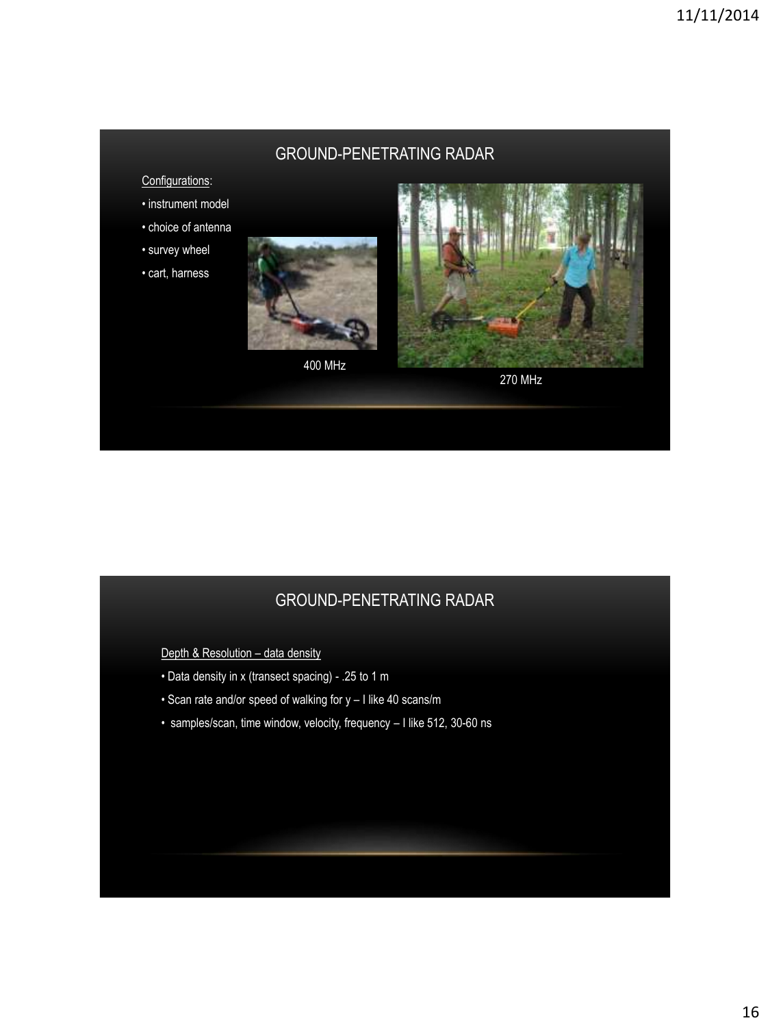## GROUND-PENETRATING RADAR

Configurations:

- instrument model
- choice of antenna
- survey wheel
- cart, harness

400 MHz

270 MHz

## GROUND-PENETRATING RADAR

Depth & Resolution – data density

- Data density in x (transect spacing) - .25 to 1 m
- Scan rate and/or speed of walking for y – I like 40 scans/m
- samples/scan, time window, velocity, frequency – I like 512, 30-60 ns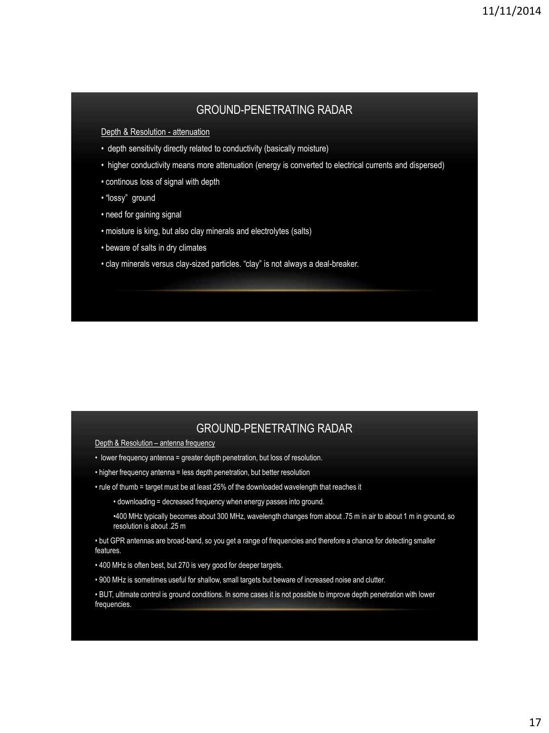## GROUND-PENETRATING RADAR

Depth & Resolution - attenuation

- depth sensitivity directly related to conductivity (basically moisture)
- higher conductivity means more attenuation (energy is converted to electrical currents and dispersed)
- continous loss of signal with depth
- "lossy" ground
- need for gaining signal
- moisture is king, but also clay minerals and electrolytes (salts)
- beware of salts in dry climates
- clay minerals versus clay-sized particles. "clay" is not always a deal-breaker.

## GROUND-PENETRATING RADAR

Depth & Resolution – antenna frequency

- lower frequency antenna = greater depth penetration, but loss of resolution.
- higher frequency antenna = less depth penetration, but better resolution
- rule of thumb = target must be at least 25% of the downloaded wavelength that reaches it
  - downloading = decreased frequency when energy passes into ground.
  - 400 MHz typically becomes about 300 MHz, wavelength changes from about .75 m in air to about 1 m in ground, so resolution is about .25 m
- but GPR antennas are broad-band, so you get a range of frequencies and therefore a chance for detecting smaller features.
- 400 MHz is often best, but 270 is very good for deeper targets.
- 900 MHz is sometimes useful for shallow, small targets but beware of increased noise and clutter.
- BUT, ultimate control is ground conditions. In some cases it is not possible to improve depth penetration with lower frequencies.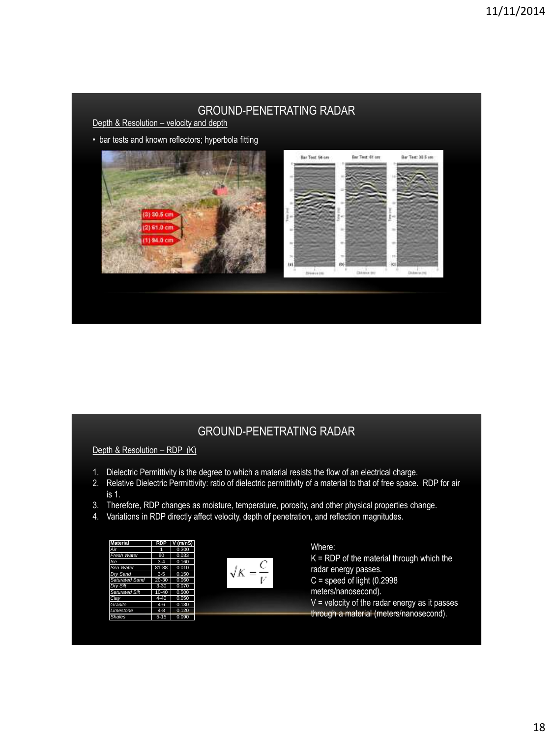## GROUND-PENETRATING RADAR

Depth & Resolution – velocity and depth

- bar tests and known reflectors; hyperbola fitting

## GROUND-PENETRATING RADAR

Depth & Resolution – RDP (K)

1. Dielectric Permittivity is the degree to which a material resists the flow of an electrical charge.
2. Relative Dielectric Permittivity: ratio of dielectric permittivity of a material to that of free space. RDP for air is 1.
3. Therefore, RDP changes as moisture, temperature, porosity, and other physical properties change.
4. Variations in RDP directly affect velocity, depth of penetration, and reflection magnitudes.

| Material | RDP | V (m/nS) |
|---|---|---|
| Air | 1 | 0.300 |
| Fresh Water | 80 | 0.033 |
| Ice | 3-4 | 0.160 |
| Sea Water | 81-88 | 0.010 |
| Dry Sand | 3-5 | 0.150 |
| Saturated Sand | 20-30 | 0.060 |
| Dry Silt | 3-30 | 0.070 |
| Saturated Silt | 10-40 | 0.500 |
| Clay | 4-40 | 0.050 |
| Granite | 4-6 | 0.130 |
| Limestone | 4-8 | 0.120 |
| Shales | 5-15 | 0.090 |

$$\sqrt{K} = \frac{C}{V}$$

Where:
K = RDP of the material through which the radar energy passes.
C = speed of light (0.2998 meters/nanosecond).
V = velocity of the radar energy as it passes through a material (meters/nanosecond).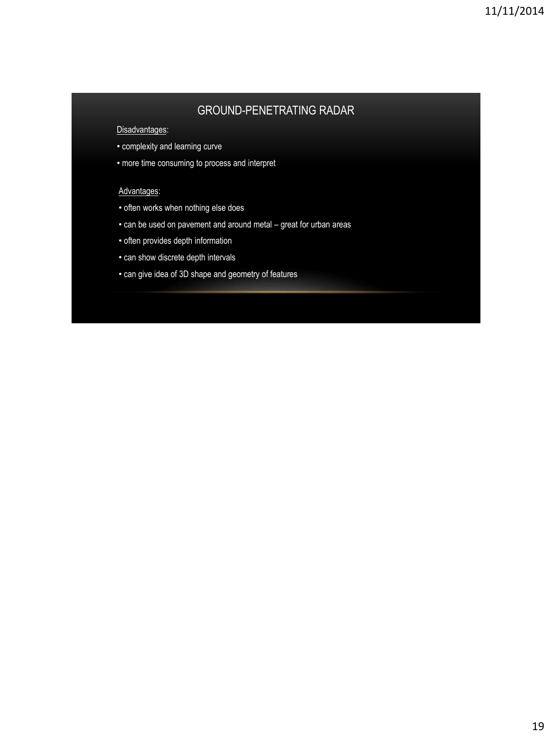## GROUND-PENETRATING RADAR

Disadvantages:

- complexity and learning curve
- more time consuming to process and interpret

Advantages:

- often works when nothing else does
- can be used on pavement and around metal – great for urban areas
- often provides depth information
- can show discrete depth intervals
- can give idea of 3D shape and geometry of features